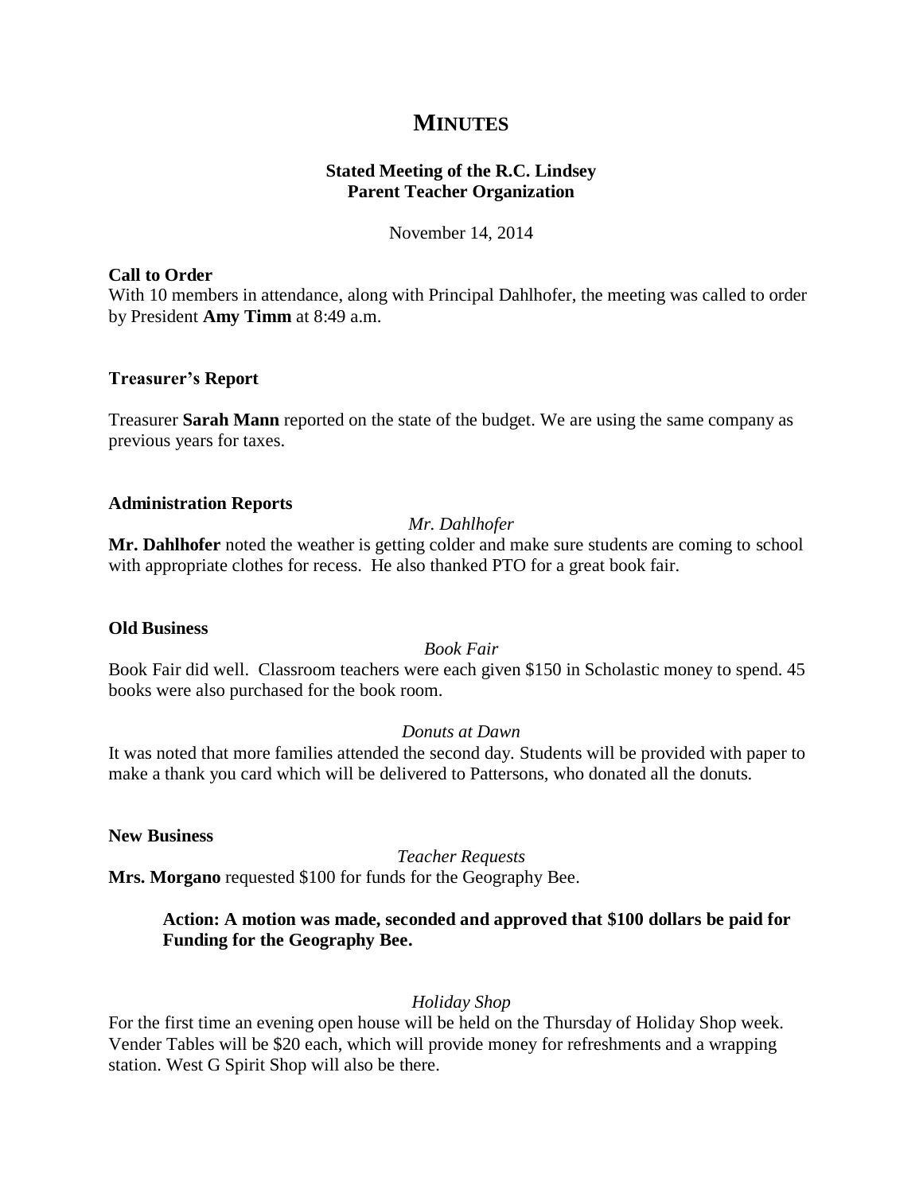# MINUTES

**Stated Meeting of the R.C. Lindsey**
**Parent Teacher Organization**

November 14, 2014

**Call to Order**
With 10 members in attendance, along with Principal Dahlhofer, the meeting was called to order by President **Amy Timm** at 8:49 a.m.

**Treasurer's Report**

Treasurer **Sarah Mann** reported on the state of the budget. We are using the same company as previous years for taxes.

**Administration Reports**

*Mr. Dahlhofer*

**Mr. Dahlhofer** noted the weather is getting colder and make sure students are coming to school with appropriate clothes for recess. He also thanked PTO for a great book fair.

**Old Business**

*Book Fair*

Book Fair did well. Classroom teachers were each given $150 in Scholastic money to spend. 45 books were also purchased for the book room.

*Donuts at Dawn*

It was noted that more families attended the second day. Students will be provided with paper to make a thank you card which will be delivered to Pattersons, who donated all the donuts.

**New Business**

*Teacher Requests*

**Mrs. Morgano** requested $100 for funds for the Geography Bee.

> **Action: A motion was made, seconded and approved that $100 dollars be paid for Funding for the Geography Bee.**

*Holiday Shop*

For the first time an evening open house will be held on the Thursday of Holiday Shop week. Vender Tables will be $20 each, which will provide money for refreshments and a wrapping station. West G Spirit Shop will also be there.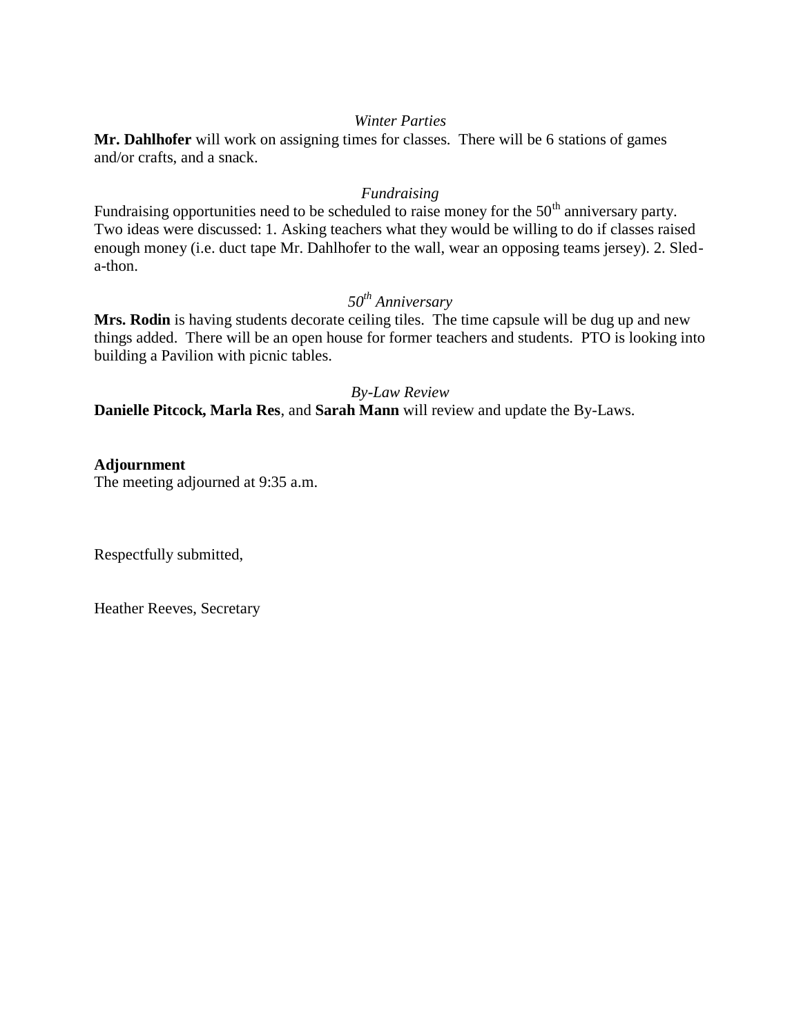*Winter Parties*

**Mr. Dahlhofer** will work on assigning times for classes. There will be 6 stations of games and/or crafts, and a snack.

*Fundraising*

Fundraising opportunities need to be scheduled to raise money for the $50^{th}$ anniversary party. Two ideas were discussed: 1. Asking teachers what they would be willing to do if classes raised enough money (i.e. duct tape Mr. Dahlhofer to the wall, wear an opposing teams jersey). 2. Sled-a-thon.

*$50^{th}$ Anniversary*

**Mrs. Rodin** is having students decorate ceiling tiles. The time capsule will be dug up and new things added. There will be an open house for former teachers and students. PTO is looking into building a Pavilion with picnic tables.

*By-Law Review*

**Danielle Pitcock, Marla Res**, and **Sarah Mann** will review and update the By-Laws.

**Adjournment**

The meeting adjourned at 9:35 a.m.

Respectfully submitted,

Heather Reeves, Secretary